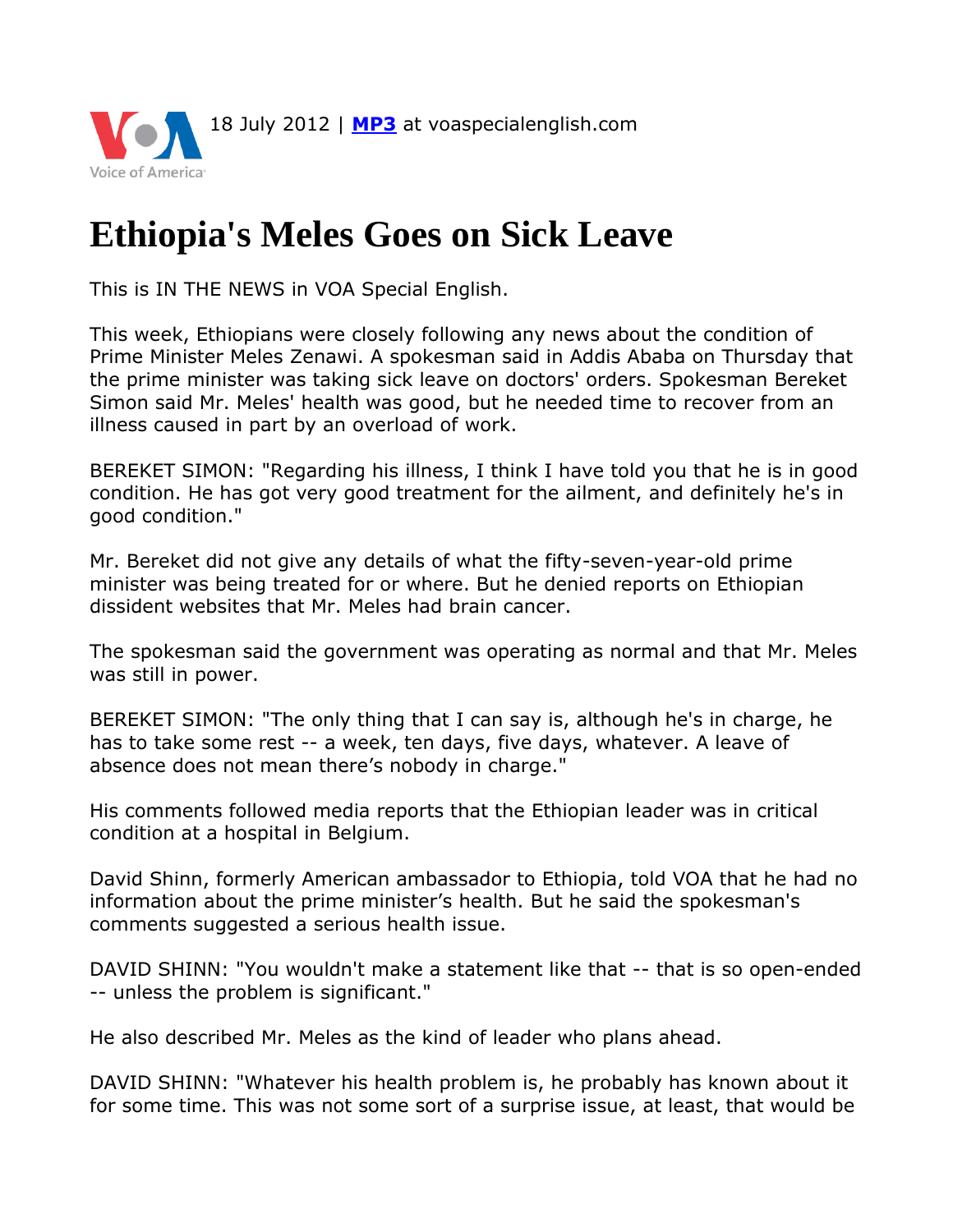18 July 2012 | **MP3** at voaspecialenglish.com

# Ethiopia's Meles Goes on Sick Leave

This is IN THE NEWS in VOA Special English.

This week, Ethiopians were closely following any news about the condition of Prime Minister Meles Zenawi. A spokesman said in Addis Ababa on Thursday that the prime minister was taking sick leave on doctors' orders. Spokesman Bereket Simon said Mr. Meles' health was good, but he needed time to recover from an illness caused in part by an overload of work.

BEREKET SIMON: "Regarding his illness, I think I have told you that he is in good condition. He has got very good treatment for the ailment, and definitely he's in good condition."

Mr. Bereket did not give any details of what the fifty-seven-year-old prime minister was being treated for or where. But he denied reports on Ethiopian dissident websites that Mr. Meles had brain cancer.

The spokesman said the government was operating as normal and that Mr. Meles was still in power.

BEREKET SIMON: "The only thing that I can say is, although he's in charge, he has to take some rest -- a week, ten days, five days, whatever. A leave of absence does not mean there's nobody in charge."

His comments followed media reports that the Ethiopian leader was in critical condition at a hospital in Belgium.

David Shinn, formerly American ambassador to Ethiopia, told VOA that he had no information about the prime minister's health. But he said the spokesman's comments suggested a serious health issue.

DAVID SHINN: "You wouldn't make a statement like that -- that is so open-ended -- unless the problem is significant."

He also described Mr. Meles as the kind of leader who plans ahead.

DAVID SHINN: "Whatever his health problem is, he probably has known about it for some time. This was not some sort of a surprise issue, at least, that would be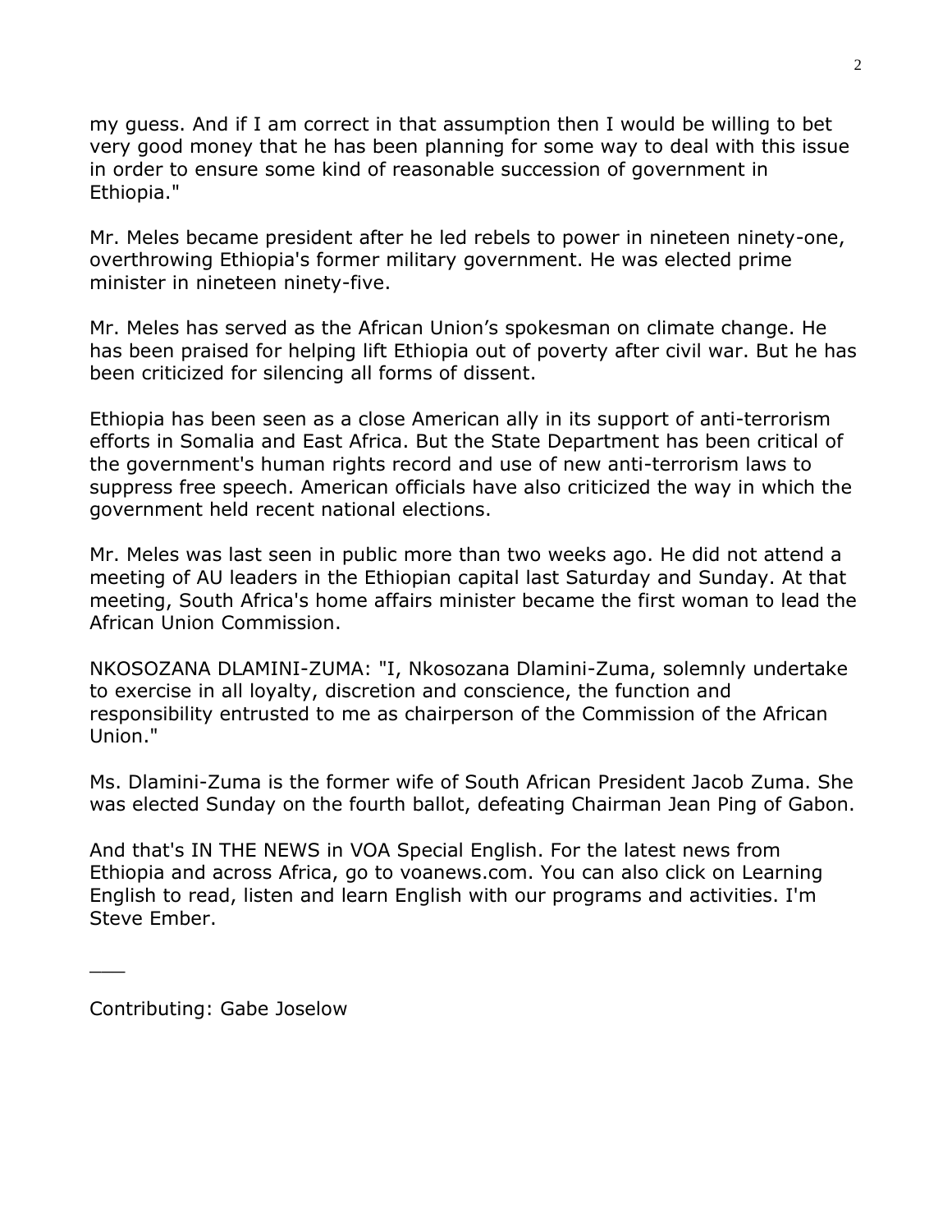my guess. And if I am correct in that assumption then I would be willing to bet very good money that he has been planning for some way to deal with this issue in order to ensure some kind of reasonable succession of government in Ethiopia."

Mr. Meles became president after he led rebels to power in nineteen ninety-one, overthrowing Ethiopia's former military government. He was elected prime minister in nineteen ninety-five.

Mr. Meles has served as the African Union's spokesman on climate change. He has been praised for helping lift Ethiopia out of poverty after civil war. But he has been criticized for silencing all forms of dissent.

Ethiopia has been seen as a close American ally in its support of anti-terrorism efforts in Somalia and East Africa. But the State Department has been critical of the government's human rights record and use of new anti-terrorism laws to suppress free speech. American officials have also criticized the way in which the government held recent national elections.

Mr. Meles was last seen in public more than two weeks ago. He did not attend a meeting of AU leaders in the Ethiopian capital last Saturday and Sunday. At that meeting, South Africa's home affairs minister became the first woman to lead the African Union Commission.

NKOSOZANA DLAMINI-ZUMA: "I, Nkosozana Dlamini-Zuma, solemnly undertake to exercise in all loyalty, discretion and conscience, the function and responsibility entrusted to me as chairperson of the Commission of the African Union."

Ms. Dlamini-Zuma is the former wife of South African President Jacob Zuma. She was elected Sunday on the fourth ballot, defeating Chairman Jean Ping of Gabon.

And that's IN THE NEWS in VOA Special English. For the latest news from Ethiopia and across Africa, go to voanews.com. You can also click on Learning English to read, listen and learn English with our programs and activities. I'm Steve Ember.

___

Contributing: Gabe Joselow